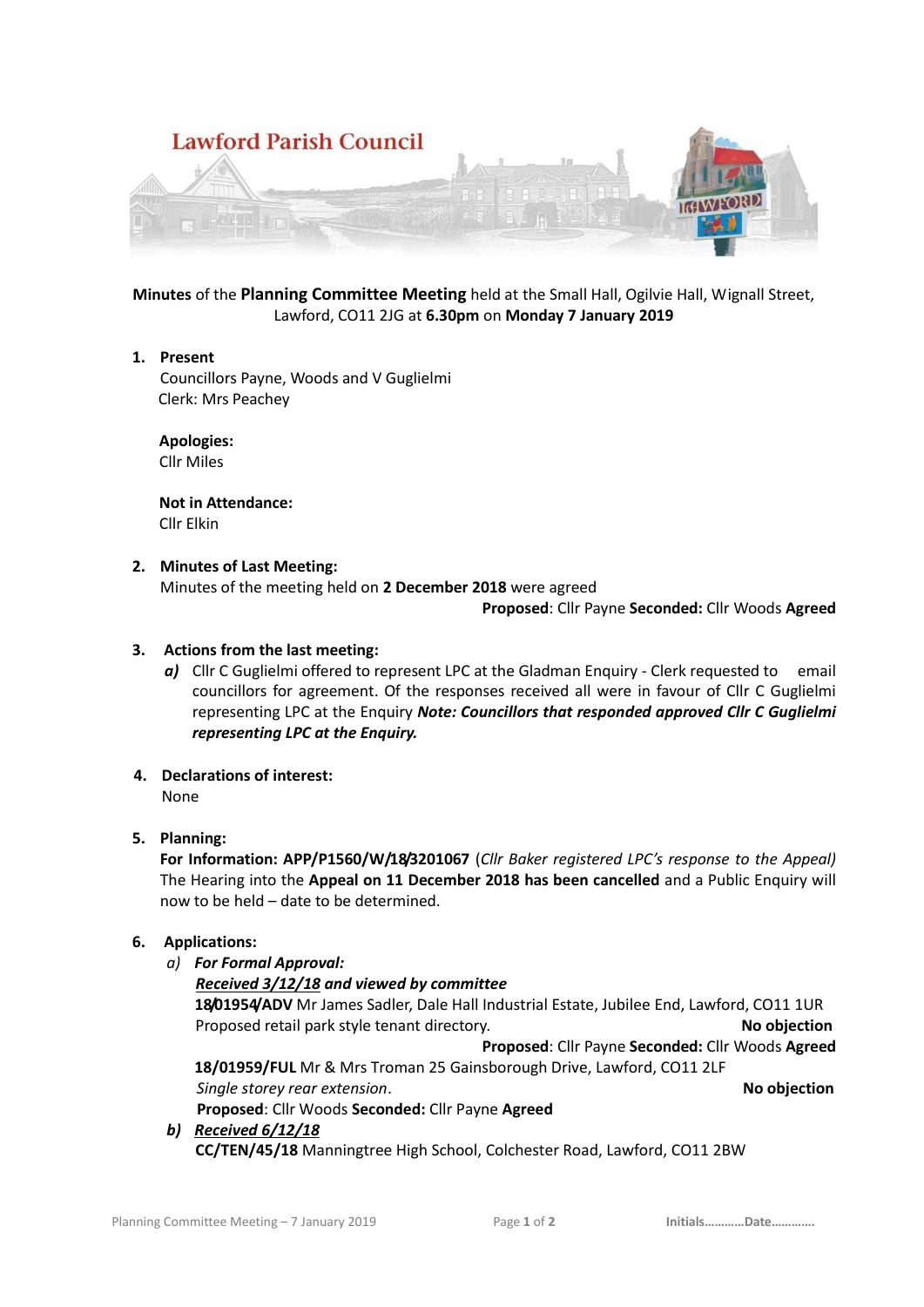# Lawford Parish Council

**Minutes** of the **Planning Committee Meeting** held at the Small Hall, Ogilvie Hall, Wignall Street, Lawford, CO11 2JG at **6.30pm** on **Monday 7 January 2019**

1. **Present**
   Councillors Payne, Woods and V Guglielmi
   Clerk: Mrs Peachey

   **Apologies:**
   Cllr Miles

   **Not in Attendance:**
   Cllr Elkin

2. **Minutes of Last Meeting:**
   Minutes of the meeting held on **2 December 2018** were agreed
   **Proposed**: Cllr Payne **Seconded:** Cllr Woods **Agreed**

3. **Actions from the last meeting:**
   ***a)*** Cllr C Guglielmi offered to represent LPC at the Gladman Enquiry - Clerk requested to email councillors for agreement. Of the responses received all were in favour of Cllr C Guglielmi representing LPC at the Enquiry ***Note: Councillors that responded approved Cllr C Guglielmi representing LPC at the Enquiry.***

4. **Declarations of interest:**
   None

5. **Planning:**
   **For Information: APP/P1560/W/18/3201067** (*Cllr Baker registered LPC's response to the Appeal)*
   The Hearing into the **Appeal on 11 December 2018 has been cancelled** and a Public Enquiry will now to be held – date to be determined.

6. **Applications:**
   a) ***For Formal Approval:***
   ***<u>Received 3/12/18</u> and viewed by committee***
   **18/01954/ADV** Mr James Sadler, Dale Hall Industrial Estate, Jubilee End, Lawford, CO11 1UR
   Proposed retail park style tenant directory. **No objection**
   **Proposed**: Cllr Payne **Seconded:** Cllr Woods **Agreed**
   **18/01959/FUL** Mr & Mrs Troman 25 Gainsborough Drive, Lawford, CO11 2LF
   *Single storey rear extension*. **No objection**
   **Proposed**: Cllr Woods **Seconded:** Cllr Payne **Agreed**

   ***b)*** ***<u>Received 6/12/18</u>***
   **CC/TEN/45/18** Manningtree High School, Colchester Road, Lawford, CO11 2BW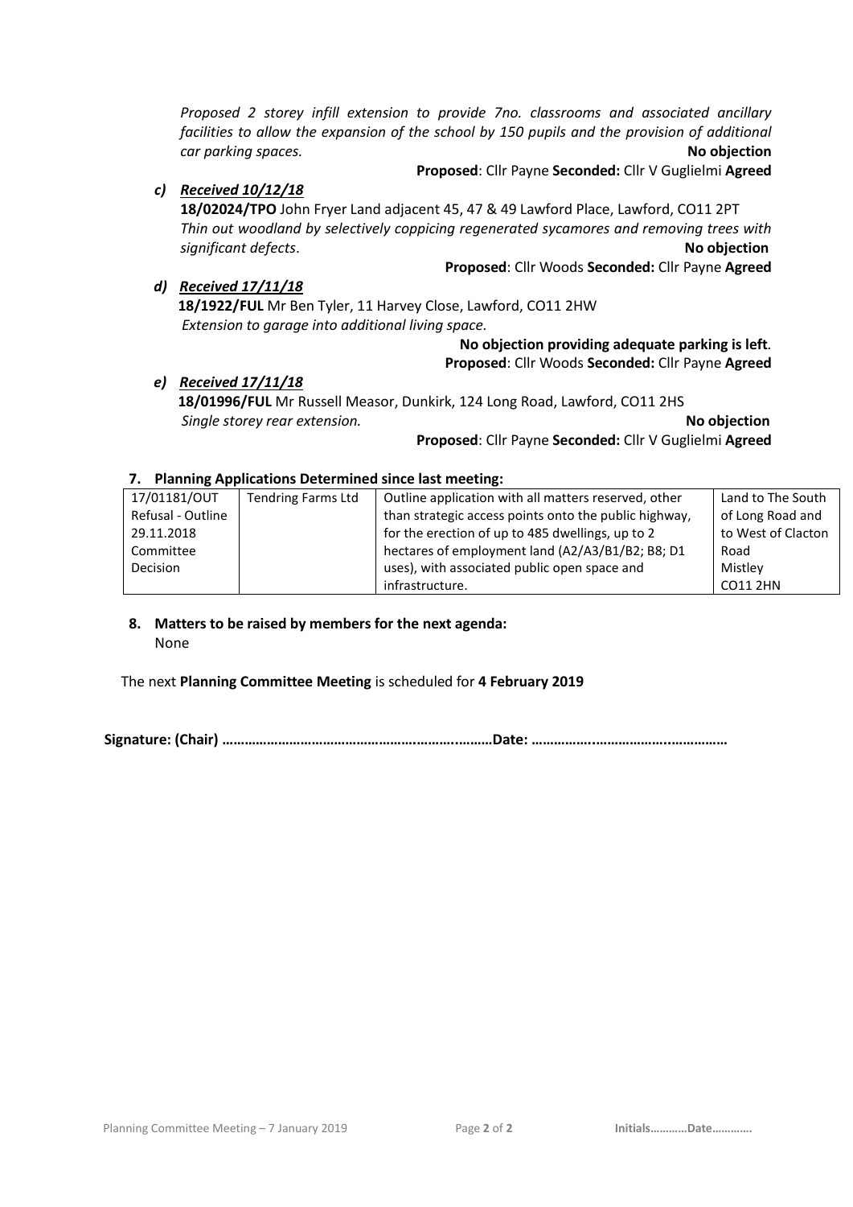*Proposed 2 storey infill extension to provide 7no. classrooms and associated ancillary facilities to allow the expansion of the school by 150 pupils and the provision of additional car parking spaces.* **No objection**

**Proposed**: Cllr Payne **Seconded:** Cllr V Guglielmi **Agreed**

c) ***Received 10/12/18***

**18/02024/TPO** John Fryer Land adjacent 45, 47 & 49 Lawford Place, Lawford, CO11 2PT
*Thin out woodland by selectively coppicing regenerated sycamores and removing trees with significant defects*. **No objection**

**Proposed**: Cllr Woods **Seconded:** Cllr Payne **Agreed**

d) ***Received 17/11/18***

**18/1922/FUL** Mr Ben Tyler, 11 Harvey Close, Lawford, CO11 2HW
*Extension to garage into additional living space.*

**No objection providing adequate parking is left**.

**Proposed**: Cllr Woods **Seconded:** Cllr Payne **Agreed**

e) ***Received 17/11/18***

**18/01996/FUL** Mr Russell Measor, Dunkirk, 124 Long Road, Lawford, CO11 2HS
*Single storey rear extension.* **No objection**

**Proposed**: Cllr Payne **Seconded:** Cllr V Guglielmi **Agreed**

**7. Planning Applications Determined since last meeting:**

| | | | |
|---|---|---|---|
| 17/01181/OUT Refusal - Outline 29.11.2018 Committee Decision | Tendring Farms Ltd | Outline application with all matters reserved, other than strategic access points onto the public highway, for the erection of up to 485 dwellings, up to 2 hectares of employment land (A2/A3/B1/B2; B8; D1 uses), with associated public open space and infrastructure. | Land to The South of Long Road and to West of Clacton Road Mistley CO11 2HN |

**8. Matters to be raised by members for the next agenda:**
None

The next **Planning Committee Meeting** is scheduled for **4 February 2019**

**Signature: (Chair) ……………………………………………………..………Date: ……………..……………..……………**